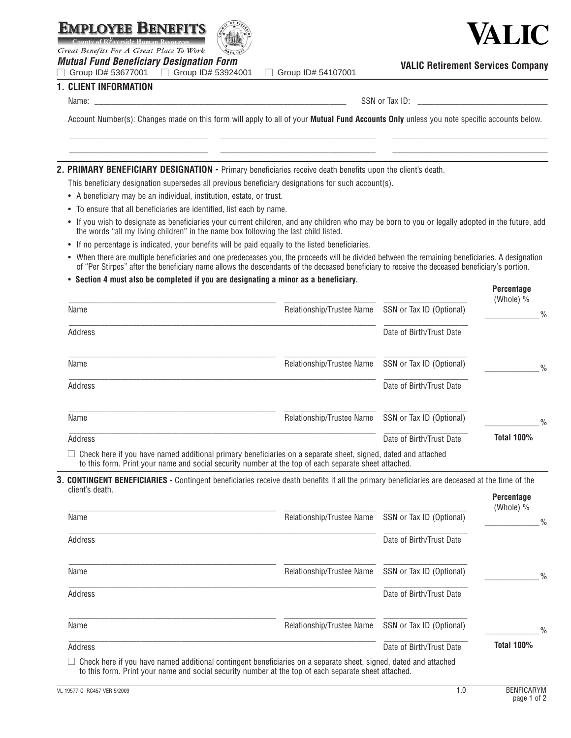# EMPLOYEE BENEFITS

County of Riverside Human Resources

*Great Benefits For A Great Place To Work*

***Mutual Fund Beneficiary Designation Form***

☐ Group ID# 53677001 ☐ Group ID# 53924001 ☐ Group ID# 54107001

**VALIC**

**VALIC Retirement Services Company**

## 1. CLIENT INFORMATION

Name: ______________________________ SSN or Tax ID: ______________________________

Account Number(s): Changes made on this form will apply to all of your **Mutual Fund Accounts Only** unless you note specific accounts below.

______________________ ______________________ ______________________

______________________ ______________________ ______________________

## 2. PRIMARY BENEFICIARY DESIGNATION - Primary beneficiaries receive death benefits upon the client's death.

This beneficiary designation supersedes all previous beneficiary designations for such account(s).

- A beneficiary may be an individual, institution, estate, or trust.
- To ensure that all beneficiaries are identified, list each by name.
- If you wish to designate as beneficiaries your current children, and any children who may be born to you or legally adopted in the future, add the words "all my living children" in the name box following the last child listed.
- If no percentage is indicated, your benefits will be paid equally to the listed beneficiaries.
- When there are multiple beneficiaries and one predeceases you, the proceeds will be divided between the remaining beneficiaries. A designation of "Per Stirpes" after the beneficiary name allows the descendants of the deceased beneficiary to receive the deceased beneficiary's portion.
- **Section 4 must also be completed if you are designating a minor as a beneficiary.**

| Name | Relationship/Trustee Name | SSN or Tax ID (Optional) | **Percentage** (Whole) % |
|---|---|---|---|
| Address | | Date of Birth/Trust Date | _____ % |
| Name | Relationship/Trustee Name | SSN or Tax ID (Optional) | _____ % |
| Address | | Date of Birth/Trust Date | |
| Name | Relationship/Trustee Name | SSN or Tax ID (Optional) | _____ % |
| Address | | Date of Birth/Trust Date | **Total 100%** |

☐ Check here if you have named additional primary beneficiaries on a separate sheet, signed, dated and attached to this form. Print your name and social security number at the top of each separate sheet attached.

## 3. CONTINGENT BENEFICIARIES - Contingent beneficiaries receive death benefits if all the primary beneficiaries are deceased at the time of the client's death.

| Name | Relationship/Trustee Name | SSN or Tax ID (Optional) | **Percentage** (Whole) % |
|---|---|---|---|
| Address | | Date of Birth/Trust Date | _____ % |
| Name | Relationship/Trustee Name | SSN or Tax ID (Optional) | _____ % |
| Address | | Date of Birth/Trust Date | |
| Name | Relationship/Trustee Name | SSN or Tax ID (Optional) | _____ % |
| Address | | Date of Birth/Trust Date | **Total 100%** |

☐ Check here if you have named additional contingent beneficiaries on a separate sheet, signed, dated and attached to this form. Print your name and social security number at the top of each separate sheet attached.

VL 19577-C RC457 VER 5/2009 1.0 BENFICARYM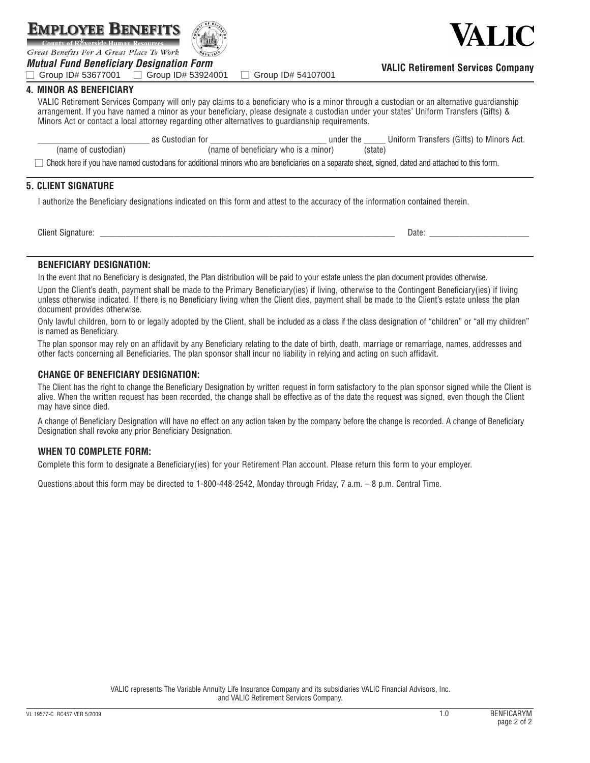**EMPLOYEE BENEFITS**
County of Riverside Human Resources
*Great Benefits For A Great Place To Work*

**VALIC**

***Mutual Fund Beneficiary Designation Form***

**VALIC Retirement Services Company**

☐ Group ID# 53677001 ☐ Group ID# 53924001 ☐ Group ID# 54107001

## 4. MINOR AS BENEFICIARY

VALIC Retirement Services Company will only pay claims to a beneficiary who is a minor through a custodian or an alternative guardianship arrangement. If you have named a minor as your beneficiary, please designate a custodian under your states' Uniform Transfers (Gifts) & Minors Act or contact a local attorney regarding other alternatives to guardianship requirements.

__________________________ as Custodian for ___________________________ under the _____ Uniform Transfers (Gifts) to Minors Act.
(name of custodian) (name of beneficiary who is a minor) (state)

☐ Check here if you have named custodians for additional minors who are beneficiaries on a separate sheet, signed, dated and attached to this form.

## 5. CLIENT SIGNATURE

I authorize the Beneficiary designations indicated on this form and attest to the accuracy of the information contained therein.

Client Signature: _______________________________________________ Date: _______________________

### BENEFICIARY DESIGNATION:

In the event that no Beneficiary is designated, the Plan distribution will be paid to your estate unless the plan document provides otherwise.

Upon the Client's death, payment shall be made to the Primary Beneficiary(ies) if living, otherwise to the Contingent Beneficiary(ies) if living unless otherwise indicated. If there is no Beneficiary living when the Client dies, payment shall be made to the Client's estate unless the plan document provides otherwise.

Only lawful children, born to or legally adopted by the Client, shall be included as a class if the class designation of "children" or "all my children" is named as Beneficiary.

The plan sponsor may rely on an affidavit by any Beneficiary relating to the date of birth, death, marriage or remarriage, names, addresses and other facts concerning all Beneficiaries. The plan sponsor shall incur no liability in relying and acting on such affidavit.

### CHANGE OF BENEFICIARY DESIGNATION:

The Client has the right to change the Beneficiary Designation by written request in form satisfactory to the plan sponsor signed while the Client is alive. When the written request has been recorded, the change shall be effective as of the date the request was signed, even though the Client may have since died.

A change of Beneficiary Designation will have no effect on any action taken by the company before the change is recorded. A change of Beneficiary Designation shall revoke any prior Beneficiary Designation.

### WHEN TO COMPLETE FORM:

Complete this form to designate a Beneficiary(ies) for your Retirement Plan account. Please return this form to your employer.

Questions about this form may be directed to 1-800-448-2542, Monday through Friday, 7 a.m. – 8 p.m. Central Time.

VALIC represents The Variable Annuity Life Insurance Company and its subsidiaries VALIC Financial Advisors, Inc. and VALIC Retirement Services Company.

VL 19577-C RC457 VER 5/2009 1.0 BENFICARYM